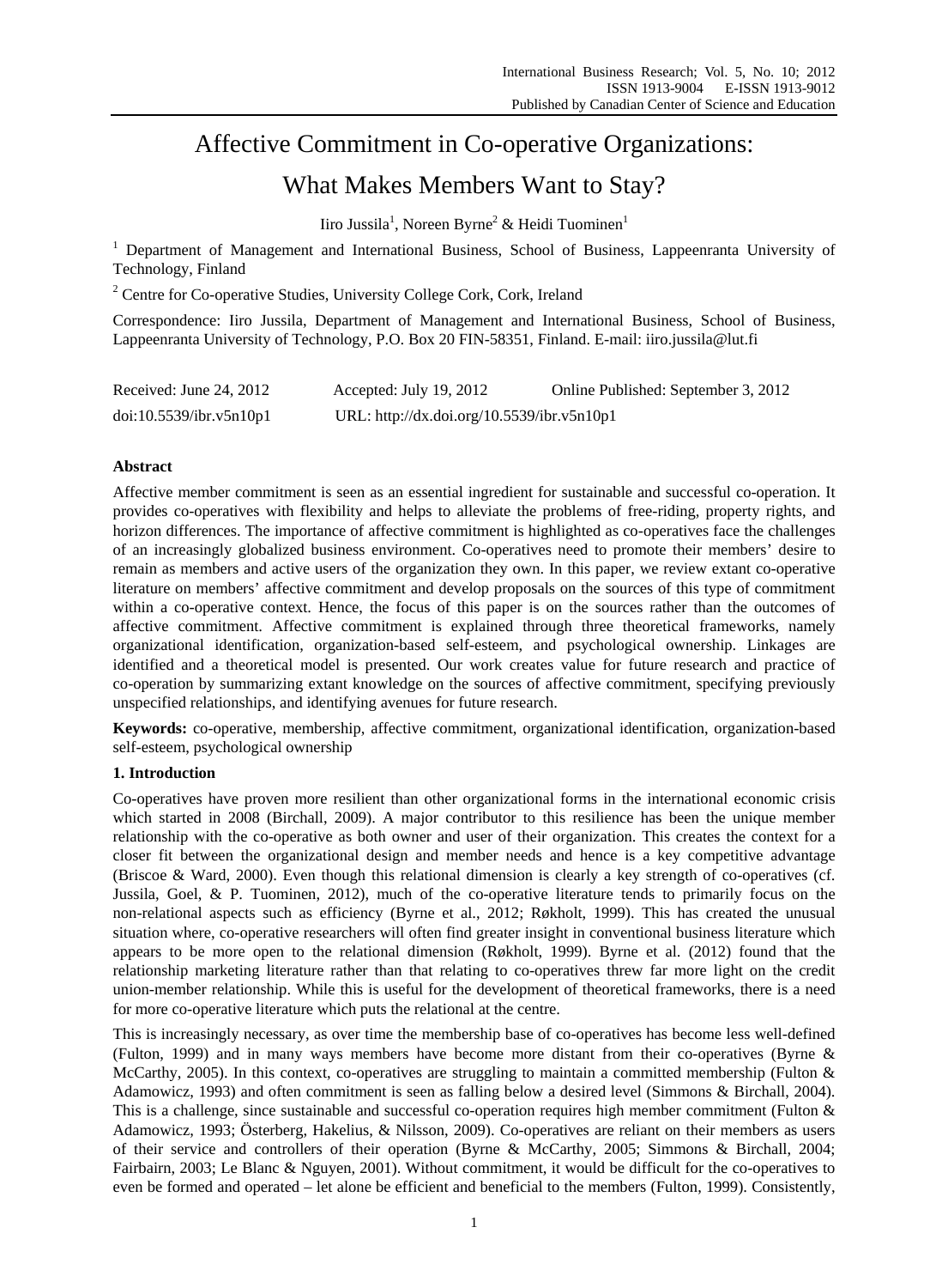# Affective Commitment in Co-operative Organizations: What Makes Members Want to Stay?

Iiro Jussila[1], Noreen Byrne[2] & Heidi Tuominen[1]

[1] Department of Management and International Business, School of Business, Lappeenranta University of Technology, Finland

[2] Centre for Co-operative Studies, University College Cork, Cork, Ireland

Correspondence: Iiro Jussila, Department of Management and International Business, School of Business, Lappeenranta University of Technology, P.O. Box 20 FIN-58351, Finland. E-mail: iiro.jussila@lut.fi

Received: June 24, 2012 Accepted: July 19, 2012 Online Published: September 3, 2012

doi:10.5539/ibr.v5n10p1 URL: http://dx.doi.org/10.5539/ibr.v5n10p1

## Abstract

Affective member commitment is seen as an essential ingredient for sustainable and successful co-operation. It provides co-operatives with flexibility and helps to alleviate the problems of free-riding, property rights, and horizon differences. The importance of affective commitment is highlighted as co-operatives face the challenges of an increasingly globalized business environment. Co-operatives need to promote their members' desire to remain as members and active users of the organization they own. In this paper, we review extant co-operative literature on members' affective commitment and develop proposals on the sources of this type of commitment within a co-operative context. Hence, the focus of this paper is on the sources rather than the outcomes of affective commitment. Affective commitment is explained through three theoretical frameworks, namely organizational identification, organization-based self-esteem, and psychological ownership. Linkages are identified and a theoretical model is presented. Our work creates value for future research and practice of co-operation by summarizing extant knowledge on the sources of affective commitment, specifying previously unspecified relationships, and identifying avenues for future research.

**Keywords:** co-operative, membership, affective commitment, organizational identification, organization-based self-esteem, psychological ownership

## 1. Introduction

Co-operatives have proven more resilient than other organizational forms in the international economic crisis which started in 2008 (Birchall, 2009). A major contributor to this resilience has been the unique member relationship with the co-operative as both owner and user of their organization. This creates the context for a closer fit between the organizational design and member needs and hence is a key competitive advantage (Briscoe & Ward, 2000). Even though this relational dimension is clearly a key strength of co-operatives (cf. Jussila, Goel, & P. Tuominen, 2012), much of the co-operative literature tends to primarily focus on the non-relational aspects such as efficiency (Byrne et al., 2012; Røkholt, 1999). This has created the unusual situation where, co-operative researchers will often find greater insight in conventional business literature which appears to be more open to the relational dimension (Røkholt, 1999). Byrne et al. (2012) found that the relationship marketing literature rather than that relating to co-operatives threw far more light on the credit union-member relationship. While this is useful for the development of theoretical frameworks, there is a need for more co-operative literature which puts the relational at the centre.

This is increasingly necessary, as over time the membership base of co-operatives has become less well-defined (Fulton, 1999) and in many ways members have become more distant from their co-operatives (Byrne & McCarthy, 2005). In this context, co-operatives are struggling to maintain a committed membership (Fulton & Adamowicz, 1993) and often commitment is seen as falling below a desired level (Simmons & Birchall, 2004). This is a challenge, since sustainable and successful co-operation requires high member commitment (Fulton & Adamowicz, 1993; Österberg, Hakelius, & Nilsson, 2009). Co-operatives are reliant on their members as users of their service and controllers of their operation (Byrne & McCarthy, 2005; Simmons & Birchall, 2004; Fairbairn, 2003; Le Blanc & Nguyen, 2001). Without commitment, it would be difficult for the co-operatives to even be formed and operated – let alone be efficient and beneficial to the members (Fulton, 1999). Consistently,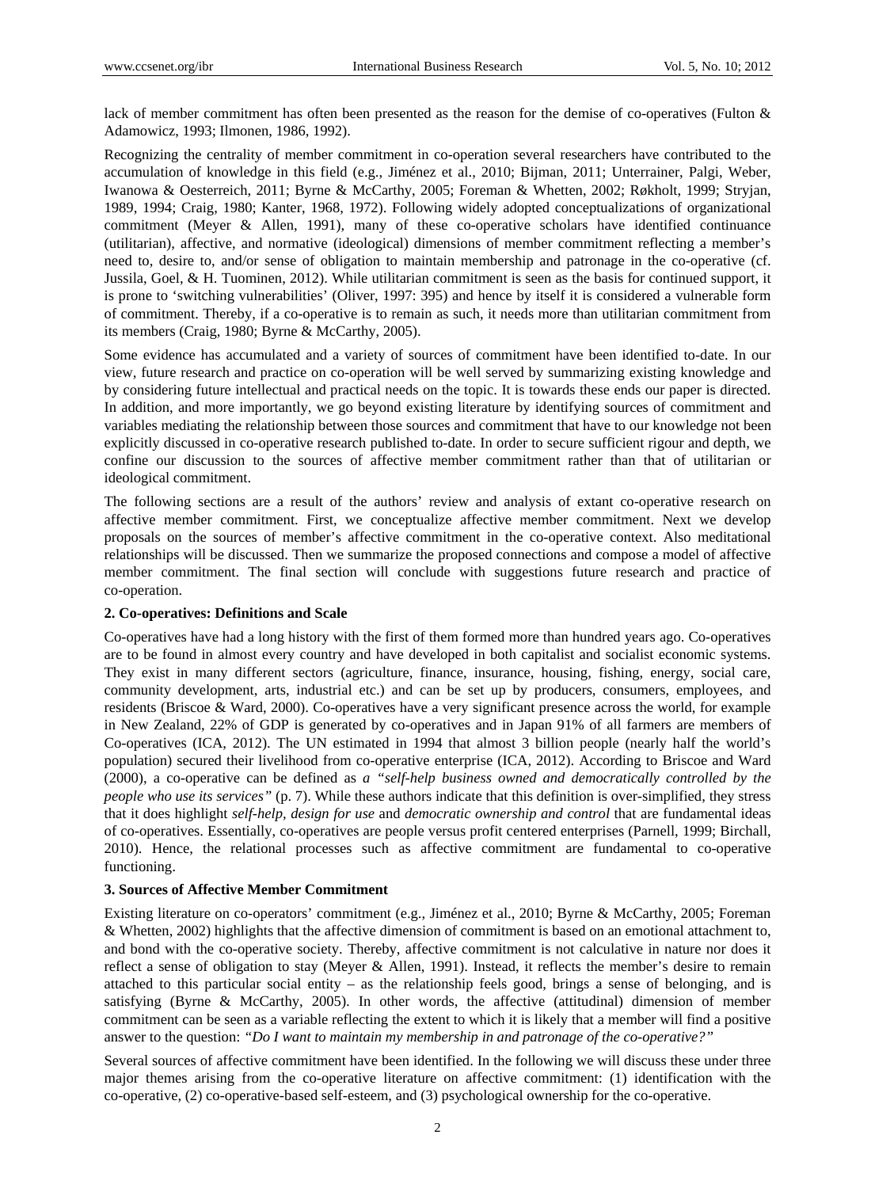lack of member commitment has often been presented as the reason for the demise of co-operatives (Fulton & Adamowicz, 1993; Ilmonen, 1986, 1992).

Recognizing the centrality of member commitment in co-operation several researchers have contributed to the accumulation of knowledge in this field (e.g., Jiménez et al., 2010; Bijman, 2011; Unterrainer, Palgi, Weber, Iwanowa & Oesterreich, 2011; Byrne & McCarthy, 2005; Foreman & Whetten, 2002; Røkholt, 1999; Stryjan, 1989, 1994; Craig, 1980; Kanter, 1968, 1972). Following widely adopted conceptualizations of organizational commitment (Meyer & Allen, 1991), many of these co-operative scholars have identified continuance (utilitarian), affective, and normative (ideological) dimensions of member commitment reflecting a member's need to, desire to, and/or sense of obligation to maintain membership and patronage in the co-operative (cf. Jussila, Goel, & H. Tuominen, 2012). While utilitarian commitment is seen as the basis for continued support, it is prone to 'switching vulnerabilities' (Oliver, 1997: 395) and hence by itself it is considered a vulnerable form of commitment. Thereby, if a co-operative is to remain as such, it needs more than utilitarian commitment from its members (Craig, 1980; Byrne & McCarthy, 2005).

Some evidence has accumulated and a variety of sources of commitment have been identified to-date. In our view, future research and practice on co-operation will be well served by summarizing existing knowledge and by considering future intellectual and practical needs on the topic. It is towards these ends our paper is directed. In addition, and more importantly, we go beyond existing literature by identifying sources of commitment and variables mediating the relationship between those sources and commitment that have to our knowledge not been explicitly discussed in co-operative research published to-date. In order to secure sufficient rigour and depth, we confine our discussion to the sources of affective member commitment rather than that of utilitarian or ideological commitment.

The following sections are a result of the authors' review and analysis of extant co-operative research on affective member commitment. First, we conceptualize affective member commitment. Next we develop proposals on the sources of member's affective commitment in the co-operative context. Also meditational relationships will be discussed. Then we summarize the proposed connections and compose a model of affective member commitment. The final section will conclude with suggestions future research and practice of co-operation.

## 2. Co-operatives: Definitions and Scale

Co-operatives have had a long history with the first of them formed more than hundred years ago. Co-operatives are to be found in almost every country and have developed in both capitalist and socialist economic systems. They exist in many different sectors (agriculture, finance, insurance, housing, fishing, energy, social care, community development, arts, industrial etc.) and can be set up by producers, consumers, employees, and residents (Briscoe & Ward, 2000). Co-operatives have a very significant presence across the world, for example in New Zealand, 22% of GDP is generated by co-operatives and in Japan 91% of all farmers are members of Co-operatives (ICA, 2012). The UN estimated in 1994 that almost 3 billion people (nearly half the world's population) secured their livelihood from co-operative enterprise (ICA, 2012). According to Briscoe and Ward (2000), a co-operative can be defined as *a "self-help business owned and democratically controlled by the people who use its services"* (p. 7). While these authors indicate that this definition is over-simplified, they stress that it does highlight *self-help*, *design for use* and *democratic ownership and control* that are fundamental ideas of co-operatives. Essentially, co-operatives are people versus profit centered enterprises (Parnell, 1999; Birchall, 2010). Hence, the relational processes such as affective commitment are fundamental to co-operative functioning.

## 3. Sources of Affective Member Commitment

Existing literature on co-operators' commitment (e.g., Jiménez et al., 2010; Byrne & McCarthy, 2005; Foreman & Whetten, 2002) highlights that the affective dimension of commitment is based on an emotional attachment to, and bond with the co-operative society. Thereby, affective commitment is not calculative in nature nor does it reflect a sense of obligation to stay (Meyer & Allen, 1991). Instead, it reflects the member's desire to remain attached to this particular social entity – as the relationship feels good, brings a sense of belonging, and is satisfying (Byrne & McCarthy, 2005). In other words, the affective (attitudinal) dimension of member commitment can be seen as a variable reflecting the extent to which it is likely that a member will find a positive answer to the question: *"Do I want to maintain my membership in and patronage of the co-operative?"*

Several sources of affective commitment have been identified. In the following we will discuss these under three major themes arising from the co-operative literature on affective commitment: (1) identification with the co-operative, (2) co-operative-based self-esteem, and (3) psychological ownership for the co-operative.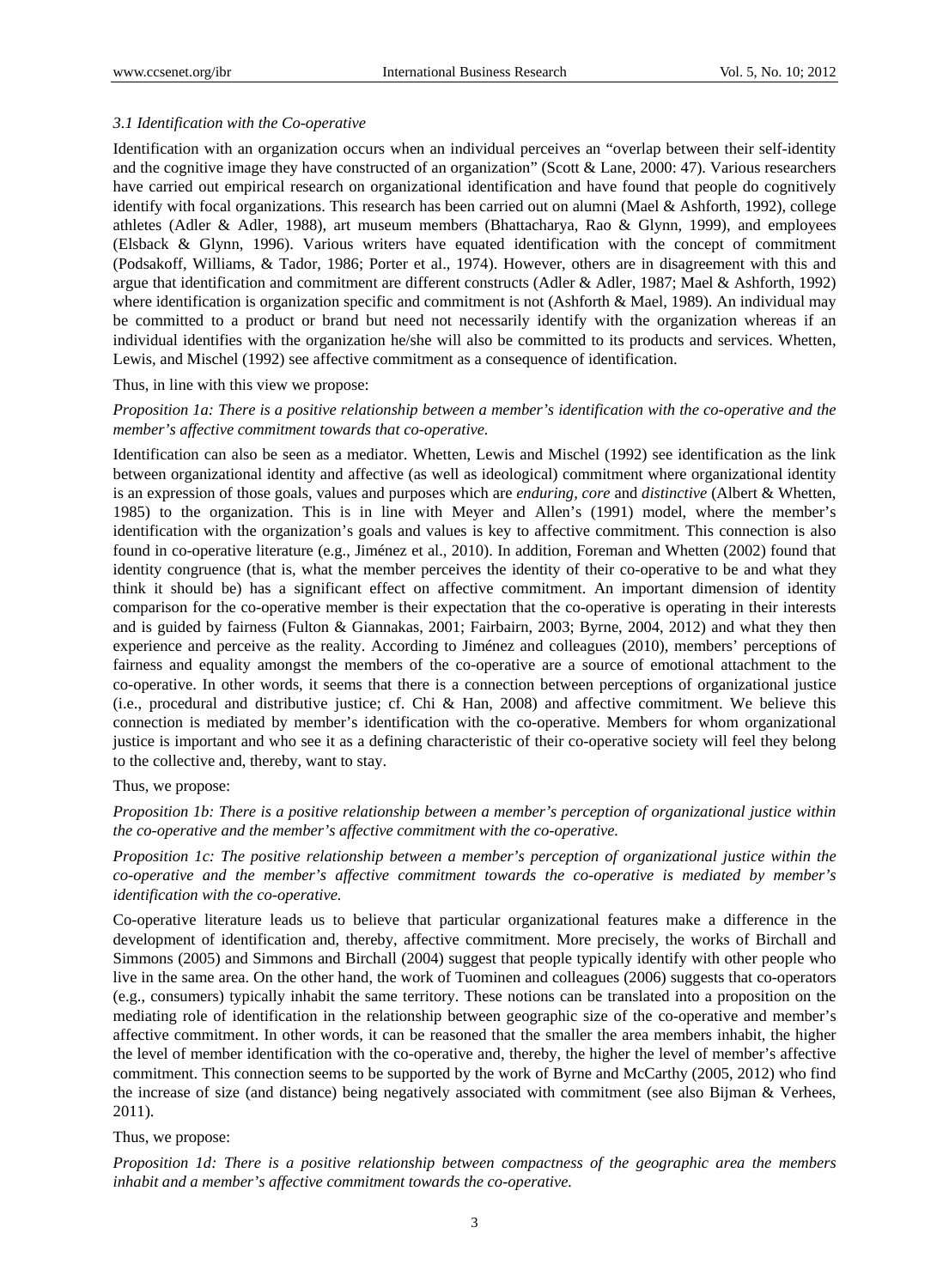### *3.1 Identification with the Co-operative*

Identification with an organization occurs when an individual perceives an "overlap between their self-identity and the cognitive image they have constructed of an organization" (Scott & Lane, 2000: 47). Various researchers have carried out empirical research on organizational identification and have found that people do cognitively identify with focal organizations. This research has been carried out on alumni (Mael & Ashforth, 1992), college athletes (Adler & Adler, 1988), art museum members (Bhattacharya, Rao & Glynn, 1999), and employees (Elsback & Glynn, 1996). Various writers have equated identification with the concept of commitment (Podsakoff, Williams, & Tador, 1986; Porter et al., 1974). However, others are in disagreement with this and argue that identification and commitment are different constructs (Adler & Adler, 1987; Mael & Ashforth, 1992) where identification is organization specific and commitment is not (Ashforth & Mael, 1989). An individual may be committed to a product or brand but need not necessarily identify with the organization whereas if an individual identifies with the organization he/she will also be committed to its products and services. Whetten, Lewis, and Mischel (1992) see affective commitment as a consequence of identification.

Thus, in line with this view we propose:

*Proposition 1a: There is a positive relationship between a member's identification with the co-operative and the member's affective commitment towards that co-operative.*

Identification can also be seen as a mediator. Whetten, Lewis and Mischel (1992) see identification as the link between organizational identity and affective (as well as ideological) commitment where organizational identity is an expression of those goals, values and purposes which are *enduring, core* and *distinctive* (Albert & Whetten, 1985) to the organization. This is in line with Meyer and Allen's (1991) model, where the member's identification with the organization's goals and values is key to affective commitment. This connection is also found in co-operative literature (e.g., Jiménez et al., 2010). In addition, Foreman and Whetten (2002) found that identity congruence (that is, what the member perceives the identity of their co-operative to be and what they think it should be) has a significant effect on affective commitment. An important dimension of identity comparison for the co-operative member is their expectation that the co-operative is operating in their interests and is guided by fairness (Fulton & Giannakas, 2001; Fairbairn, 2003; Byrne, 2004, 2012) and what they then experience and perceive as the reality. According to Jiménez and colleagues (2010), members' perceptions of fairness and equality amongst the members of the co-operative are a source of emotional attachment to the co-operative. In other words, it seems that there is a connection between perceptions of organizational justice (i.e., procedural and distributive justice; cf. Chi & Han, 2008) and affective commitment. We believe this connection is mediated by member's identification with the co-operative. Members for whom organizational justice is important and who see it as a defining characteristic of their co-operative society will feel they belong to the collective and, thereby, want to stay.

Thus, we propose:

*Proposition 1b: There is a positive relationship between a member's perception of organizational justice within the co-operative and the member's affective commitment with the co-operative.*

*Proposition 1c: The positive relationship between a member's perception of organizational justice within the co-operative and the member's affective commitment towards the co-operative is mediated by member's identification with the co-operative.*

Co-operative literature leads us to believe that particular organizational features make a difference in the development of identification and, thereby, affective commitment. More precisely, the works of Birchall and Simmons (2005) and Simmons and Birchall (2004) suggest that people typically identify with other people who live in the same area. On the other hand, the work of Tuominen and colleagues (2006) suggests that co-operators (e.g., consumers) typically inhabit the same territory. These notions can be translated into a proposition on the mediating role of identification in the relationship between geographic size of the co-operative and member's affective commitment. In other words, it can be reasoned that the smaller the area members inhabit, the higher the level of member identification with the co-operative and, thereby, the higher the level of member's affective commitment. This connection seems to be supported by the work of Byrne and McCarthy (2005, 2012) who find the increase of size (and distance) being negatively associated with commitment (see also Bijman & Verhees, 2011).

Thus, we propose:

*Proposition 1d: There is a positive relationship between compactness of the geographic area the members inhabit and a member's affective commitment towards the co-operative.*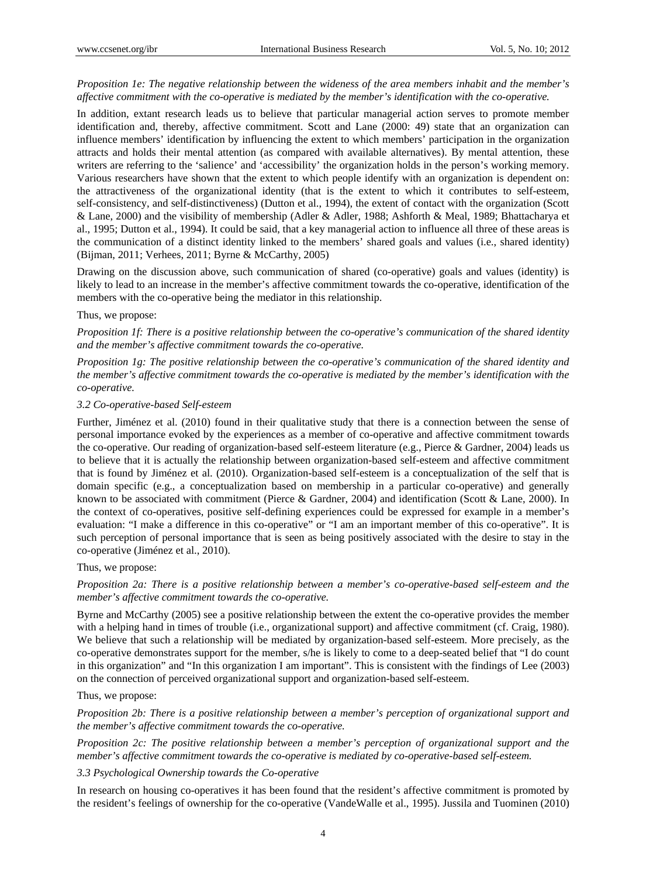*Proposition 1e: The negative relationship between the wideness of the area members inhabit and the member's affective commitment with the co-operative is mediated by the member's identification with the co-operative.*

In addition, extant research leads us to believe that particular managerial action serves to promote member identification and, thereby, affective commitment. Scott and Lane (2000: 49) state that an organization can influence members' identification by influencing the extent to which members' participation in the organization attracts and holds their mental attention (as compared with available alternatives). By mental attention, these writers are referring to the 'salience' and 'accessibility' the organization holds in the person's working memory. Various researchers have shown that the extent to which people identify with an organization is dependent on: the attractiveness of the organizational identity (that is the extent to which it contributes to self-esteem, self-consistency, and self-distinctiveness) (Dutton et al., 1994), the extent of contact with the organization (Scott & Lane, 2000) and the visibility of membership (Adler & Adler, 1988; Ashforth & Meal, 1989; Bhattacharya et al., 1995; Dutton et al., 1994). It could be said, that a key managerial action to influence all three of these areas is the communication of a distinct identity linked to the members' shared goals and values (i.e., shared identity) (Bijman, 2011; Verhees, 2011; Byrne & McCarthy, 2005)

Drawing on the discussion above, such communication of shared (co-operative) goals and values (identity) is likely to lead to an increase in the member's affective commitment towards the co-operative, identification of the members with the co-operative being the mediator in this relationship.

Thus, we propose:

*Proposition 1f: There is a positive relationship between the co-operative's communication of the shared identity and the member's affective commitment towards the co-operative.*

*Proposition 1g: The positive relationship between the co-operative's communication of the shared identity and the member's affective commitment towards the co-operative is mediated by the member's identification with the co-operative.*

### *3.2 Co-operative-based Self-esteem*

Further, Jiménez et al. (2010) found in their qualitative study that there is a connection between the sense of personal importance evoked by the experiences as a member of co-operative and affective commitment towards the co-operative. Our reading of organization-based self-esteem literature (e.g., Pierce & Gardner, 2004) leads us to believe that it is actually the relationship between organization-based self-esteem and affective commitment that is found by Jiménez et al. (2010). Organization-based self-esteem is a conceptualization of the self that is domain specific (e.g., a conceptualization based on membership in a particular co-operative) and generally known to be associated with commitment (Pierce & Gardner, 2004) and identification (Scott & Lane, 2000). In the context of co-operatives, positive self-defining experiences could be expressed for example in a member's evaluation: "I make a difference in this co-operative" or "I am an important member of this co-operative". It is such perception of personal importance that is seen as being positively associated with the desire to stay in the co-operative (Jiménez et al., 2010).

Thus, we propose:

*Proposition 2a: There is a positive relationship between a member's co-operative-based self-esteem and the member's affective commitment towards the co-operative.*

Byrne and McCarthy (2005) see a positive relationship between the extent the co-operative provides the member with a helping hand in times of trouble (i.e., organizational support) and affective commitment (cf. Craig, 1980). We believe that such a relationship will be mediated by organization-based self-esteem. More precisely, as the co-operative demonstrates support for the member, s/he is likely to come to a deep-seated belief that "I do count in this organization" and "In this organization I am important". This is consistent with the findings of Lee (2003) on the connection of perceived organizational support and organization-based self-esteem.

Thus, we propose:

*Proposition 2b: There is a positive relationship between a member's perception of organizational support and the member's affective commitment towards the co-operative.*

*Proposition 2c: The positive relationship between a member's perception of organizational support and the member's affective commitment towards the co-operative is mediated by co-operative-based self-esteem.*

### *3.3 Psychological Ownership towards the Co-operative*

In research on housing co-operatives it has been found that the resident's affective commitment is promoted by the resident's feelings of ownership for the co-operative (VandeWalle et al., 1995). Jussila and Tuominen (2010)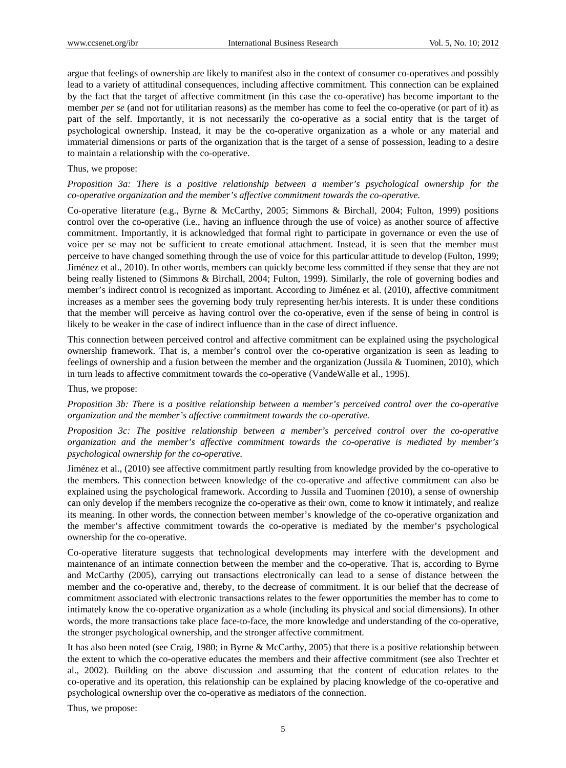argue that feelings of ownership are likely to manifest also in the context of consumer co-operatives and possibly lead to a variety of attitudinal consequences, including affective commitment. This connection can be explained by the fact that the target of affective commitment (in this case the co-operative) has become important to the member *per se* (and not for utilitarian reasons) as the member has come to feel the co-operative (or part of it) as part of the self. Importantly, it is not necessarily the co-operative as a social entity that is the target of psychological ownership. Instead, it may be the co-operative organization as a whole or any material and immaterial dimensions or parts of the organization that is the target of a sense of possession, leading to a desire to maintain a relationship with the co-operative.

Thus, we propose:

*Proposition 3a: There is a positive relationship between a member's psychological ownership for the co-operative organization and the member's affective commitment towards the co-operative.*

Co-operative literature (e.g., Byrne & McCarthy, 2005; Simmons & Birchall, 2004; Fulton, 1999) positions control over the co-operative (i.e., having an influence through the use of voice) as another source of affective commitment. Importantly, it is acknowledged that formal right to participate in governance or even the use of voice per se may not be sufficient to create emotional attachment. Instead, it is seen that the member must perceive to have changed something through the use of voice for this particular attitude to develop (Fulton, 1999; Jiménez et al., 2010). In other words, members can quickly become less committed if they sense that they are not being really listened to (Simmons & Birchall, 2004; Fulton, 1999). Similarly, the role of governing bodies and member's indirect control is recognized as important. According to Jiménez et al. (2010), affective commitment increases as a member sees the governing body truly representing her/his interests. It is under these conditions that the member will perceive as having control over the co-operative, even if the sense of being in control is likely to be weaker in the case of indirect influence than in the case of direct influence.

This connection between perceived control and affective commitment can be explained using the psychological ownership framework. That is, a member's control over the co-operative organization is seen as leading to feelings of ownership and a fusion between the member and the organization (Jussila & Tuominen, 2010), which in turn leads to affective commitment towards the co-operative (VandeWalle et al., 1995).

Thus, we propose:

*Proposition 3b: There is a positive relationship between a member's perceived control over the co-operative organization and the member's affective commitment towards the co-operative.*

*Proposition 3c: The positive relationship between a member's perceived control over the co-operative organization and the member's affective commitment towards the co-operative is mediated by member's psychological ownership for the co-operative.*

Jiménez et al., (2010) see affective commitment partly resulting from knowledge provided by the co-operative to the members. This connection between knowledge of the co-operative and affective commitment can also be explained using the psychological framework. According to Jussila and Tuominen (2010), a sense of ownership can only develop if the members recognize the co-operative as their own, come to know it intimately, and realize its meaning. In other words, the connection between member's knowledge of the co-operative organization and the member's affective commitment towards the co-operative is mediated by the member's psychological ownership for the co-operative.

Co-operative literature suggests that technological developments may interfere with the development and maintenance of an intimate connection between the member and the co-operative. That is, according to Byrne and McCarthy (2005), carrying out transactions electronically can lead to a sense of distance between the member and the co-operative and, thereby, to the decrease of commitment. It is our belief that the decrease of commitment associated with electronic transactions relates to the fewer opportunities the member has to come to intimately know the co-operative organization as a whole (including its physical and social dimensions). In other words, the more transactions take place face-to-face, the more knowledge and understanding of the co-operative, the stronger psychological ownership, and the stronger affective commitment.

It has also been noted (see Craig, 1980; in Byrne & McCarthy, 2005) that there is a positive relationship between the extent to which the co-operative educates the members and their affective commitment (see also Trechter et al., 2002). Building on the above discussion and assuming that the content of education relates to the co-operative and its operation, this relationship can be explained by placing knowledge of the co-operative and psychological ownership over the co-operative as mediators of the connection.

Thus, we propose: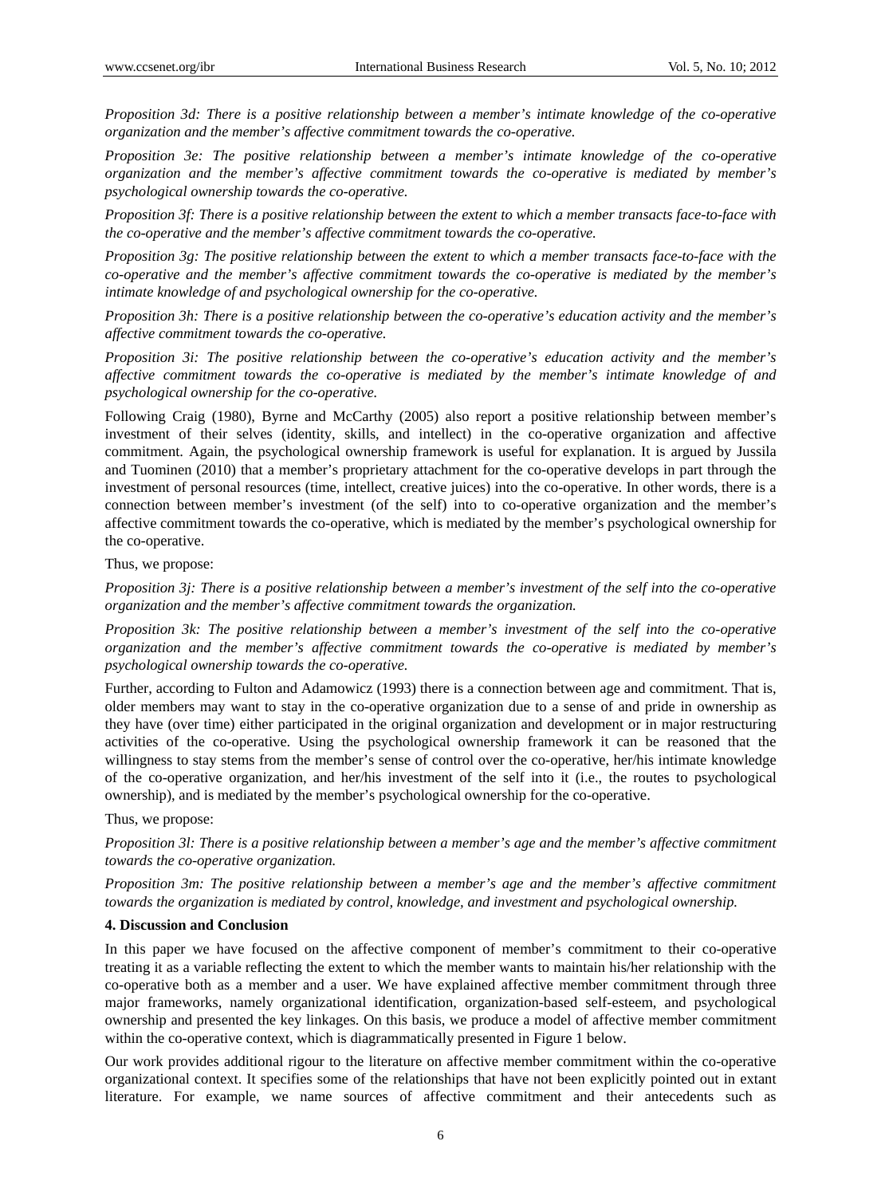*Proposition 3d: There is a positive relationship between a member's intimate knowledge of the co-operative organization and the member's affective commitment towards the co-operative.*

*Proposition 3e: The positive relationship between a member's intimate knowledge of the co-operative organization and the member's affective commitment towards the co-operative is mediated by member's psychological ownership towards the co-operative.*

*Proposition 3f: There is a positive relationship between the extent to which a member transacts face-to-face with the co-operative and the member's affective commitment towards the co-operative.*

*Proposition 3g: The positive relationship between the extent to which a member transacts face-to-face with the co-operative and the member's affective commitment towards the co-operative is mediated by the member's intimate knowledge of and psychological ownership for the co-operative.*

*Proposition 3h: There is a positive relationship between the co-operative's education activity and the member's affective commitment towards the co-operative.*

*Proposition 3i: The positive relationship between the co-operative's education activity and the member's affective commitment towards the co-operative is mediated by the member's intimate knowledge of and psychological ownership for the co-operative.*

Following Craig (1980), Byrne and McCarthy (2005) also report a positive relationship between member's investment of their selves (identity, skills, and intellect) in the co-operative organization and affective commitment. Again, the psychological ownership framework is useful for explanation. It is argued by Jussila and Tuominen (2010) that a member's proprietary attachment for the co-operative develops in part through the investment of personal resources (time, intellect, creative juices) into the co-operative. In other words, there is a connection between member's investment (of the self) into to co-operative organization and the member's affective commitment towards the co-operative, which is mediated by the member's psychological ownership for the co-operative.

Thus, we propose:

*Proposition 3j: There is a positive relationship between a member's investment of the self into the co-operative organization and the member's affective commitment towards the organization.*

*Proposition 3k: The positive relationship between a member's investment of the self into the co-operative organization and the member's affective commitment towards the co-operative is mediated by member's psychological ownership towards the co-operative.*

Further, according to Fulton and Adamowicz (1993) there is a connection between age and commitment. That is, older members may want to stay in the co-operative organization due to a sense of and pride in ownership as they have (over time) either participated in the original organization and development or in major restructuring activities of the co-operative. Using the psychological ownership framework it can be reasoned that the willingness to stay stems from the member's sense of control over the co-operative, her/his intimate knowledge of the co-operative organization, and her/his investment of the self into it (i.e., the routes to psychological ownership), and is mediated by the member's psychological ownership for the co-operative.

Thus, we propose:

*Proposition 3l: There is a positive relationship between a member's age and the member's affective commitment towards the co-operative organization.*

*Proposition 3m: The positive relationship between a member's age and the member's affective commitment towards the organization is mediated by control, knowledge, and investment and psychological ownership.*

## 4. Discussion and Conclusion

In this paper we have focused on the affective component of member's commitment to their co-operative treating it as a variable reflecting the extent to which the member wants to maintain his/her relationship with the co-operative both as a member and a user. We have explained affective member commitment through three major frameworks, namely organizational identification, organization-based self-esteem, and psychological ownership and presented the key linkages. On this basis, we produce a model of affective member commitment within the co-operative context, which is diagrammatically presented in Figure 1 below.

Our work provides additional rigour to the literature on affective member commitment within the co-operative organizational context. It specifies some of the relationships that have not been explicitly pointed out in extant literature. For example, we name sources of affective commitment and their antecedents such as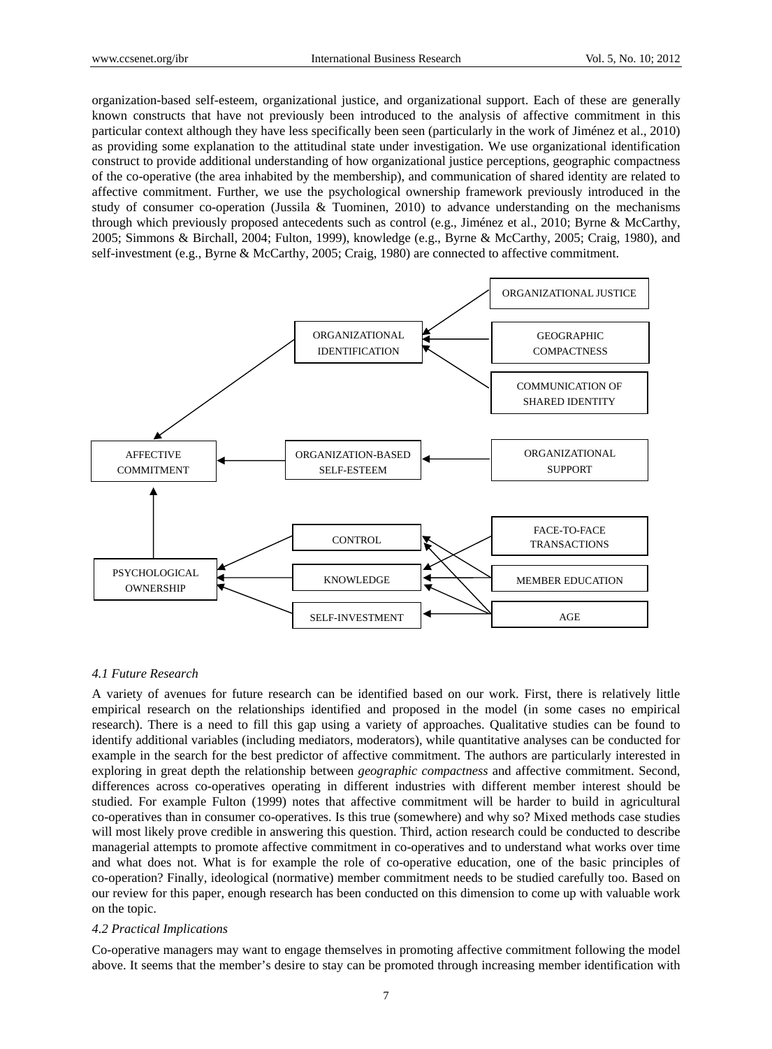organization-based self-esteem, organizational justice, and organizational support. Each of these are generally known constructs that have not previously been introduced to the analysis of affective commitment in this particular context although they have less specifically been seen (particularly in the work of Jiménez et al., 2010) as providing some explanation to the attitudinal state under investigation. We use organizational identification construct to provide additional understanding of how organizational justice perceptions, geographic compactness of the co-operative (the area inhabited by the membership), and communication of shared identity are related to affective commitment. Further, we use the psychological ownership framework previously introduced in the study of consumer co-operation (Jussila & Tuominen, 2010) to advance understanding on the mechanisms through which previously proposed antecedents such as control (e.g., Jiménez et al., 2010; Byrne & McCarthy, 2005; Simmons & Birchall, 2004; Fulton, 1999), knowledge (e.g., Byrne & McCarthy, 2005; Craig, 1980), and self-investment (e.g., Byrne & McCarthy, 2005; Craig, 1980) are connected to affective commitment.

ORGANIZATIONAL JUSTICE

ORGANIZATIONAL IDENTIFICATION

GEOGRAPHIC COMPACTNESS

COMMUNICATION OF SHARED IDENTITY

AFFECTIVE COMMITMENT

ORGANIZATION-BASED SELF-ESTEEM

ORGANIZATIONAL SUPPORT

CONTROL

FACE-TO-FACE TRANSACTIONS

PSYCHOLOGICAL OWNERSHIP

KNOWLEDGE

MEMBER EDUCATION

SELF-INVESTMENT

AGE

#### *4.1 Future Research*

A variety of avenues for future research can be identified based on our work. First, there is relatively little empirical research on the relationships identified and proposed in the model (in some cases no empirical research). There is a need to fill this gap using a variety of approaches. Qualitative studies can be found to identify additional variables (including mediators, moderators), while quantitative analyses can be conducted for example in the search for the best predictor of affective commitment. The authors are particularly interested in exploring in great depth the relationship between *geographic compactness* and affective commitment. Second, differences across co-operatives operating in different industries with different member interest should be studied. For example Fulton (1999) notes that affective commitment will be harder to build in agricultural co-operatives than in consumer co-operatives. Is this true (somewhere) and why so? Mixed methods case studies will most likely prove credible in answering this question. Third, action research could be conducted to describe managerial attempts to promote affective commitment in co-operatives and to understand what works over time and what does not. What is for example the role of co-operative education, one of the basic principles of co-operation? Finally, ideological (normative) member commitment needs to be studied carefully too. Based on our review for this paper, enough research has been conducted on this dimension to come up with valuable work on the topic.

#### *4.2 Practical Implications*

Co-operative managers may want to engage themselves in promoting affective commitment following the model above. It seems that the member's desire to stay can be promoted through increasing member identification with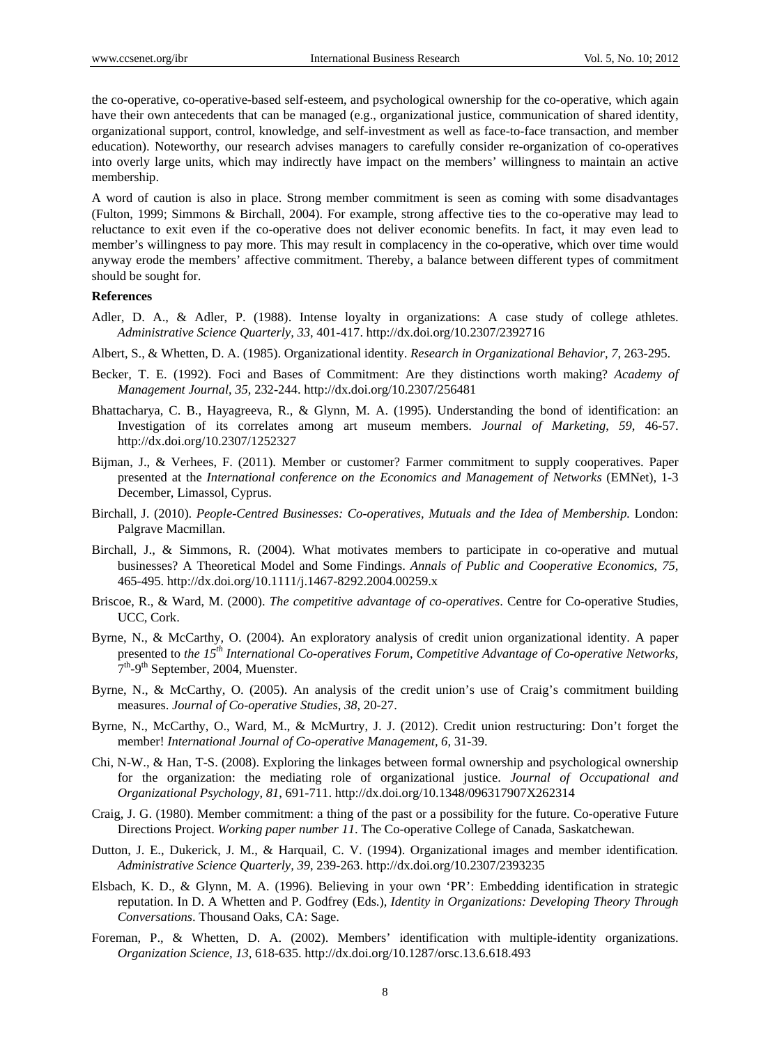the co-operative, co-operative-based self-esteem, and psychological ownership for the co-operative, which again have their own antecedents that can be managed (e.g., organizational justice, communication of shared identity, organizational support, control, knowledge, and self-investment as well as face-to-face transaction, and member education). Noteworthy, our research advises managers to carefully consider re-organization of co-operatives into overly large units, which may indirectly have impact on the members' willingness to maintain an active membership.

A word of caution is also in place. Strong member commitment is seen as coming with some disadvantages (Fulton, 1999; Simmons & Birchall, 2004). For example, strong affective ties to the co-operative may lead to reluctance to exit even if the co-operative does not deliver economic benefits. In fact, it may even lead to member's willingness to pay more. This may result in complacency in the co-operative, which over time would anyway erode the members' affective commitment. Thereby, a balance between different types of commitment should be sought for.

**References**

Adler, D. A., & Adler, P. (1988). Intense loyalty in organizations: A case study of college athletes. *Administrative Science Quarterly, 33*, 401-417. http://dx.doi.org/10.2307/2392716

Albert, S., & Whetten, D. A. (1985). Organizational identity. *Research in Organizational Behavior, 7*, 263-295.

Becker, T. E. (1992). Foci and Bases of Commitment: Are they distinctions worth making? *Academy of Management Journal, 35*, 232-244. http://dx.doi.org/10.2307/256481

Bhattacharya, C. B., Hayagreeva, R., & Glynn, M. A. (1995). Understanding the bond of identification: an Investigation of its correlates among art museum members. *Journal of Marketing, 59*, 46-57. http://dx.doi.org/10.2307/1252327

Bijman, J., & Verhees, F. (2011). Member or customer? Farmer commitment to supply cooperatives. Paper presented at the *International conference on the Economics and Management of Networks* (EMNet), 1-3 December, Limassol, Cyprus.

Birchall, J. (2010). *People-Centred Businesses: Co-operatives, Mutuals and the Idea of Membership.* London: Palgrave Macmillan.

Birchall, J., & Simmons, R. (2004). What motivates members to participate in co-operative and mutual businesses? A Theoretical Model and Some Findings. *Annals of Public and Cooperative Economics, 75*, 465-495. http://dx.doi.org/10.1111/j.1467-8292.2004.00259.x

Briscoe, R., & Ward, M. (2000). *The competitive advantage of co-operatives*. Centre for Co-operative Studies, UCC, Cork.

Byrne, N., & McCarthy, O. (2004). An exploratory analysis of credit union organizational identity. A paper presented to *the 15th International Co-operatives Forum, Competitive Advantage of Co-operative Networks*, 7th-9th September, 2004, Muenster.

Byrne, N., & McCarthy, O. (2005). An analysis of the credit union's use of Craig's commitment building measures. *Journal of Co-operative Studies, 38*, 20-27.

Byrne, N., McCarthy, O., Ward, M., & McMurtry, J. J. (2012). Credit union restructuring: Don't forget the member! *International Journal of Co-operative Management, 6*, 31-39.

Chi, N-W., & Han, T-S. (2008). Exploring the linkages between formal ownership and psychological ownership for the organization: the mediating role of organizational justice. *Journal of Occupational and Organizational Psychology, 81*, 691-711. http://dx.doi.org/10.1348/096317907X262314

Craig, J. G. (1980). Member commitment: a thing of the past or a possibility for the future. Co-operative Future Directions Project. *Working paper number 11*. The Co-operative College of Canada, Saskatchewan.

Dutton, J. E., Dukerick, J. M., & Harquail, C. V. (1994). Organizational images and member identification. *Administrative Science Quarterly, 39*, 239-263. http://dx.doi.org/10.2307/2393235

Elsbach, K. D., & Glynn, M. A. (1996). Believing in your own 'PR': Embedding identification in strategic reputation. In D. A Whetten and P. Godfrey (Eds.), *Identity in Organizations: Developing Theory Through Conversations*. Thousand Oaks, CA: Sage.

Foreman, P., & Whetten, D. A. (2002). Members' identification with multiple-identity organizations. *Organization Science, 13*, 618-635. http://dx.doi.org/10.1287/orsc.13.6.618.493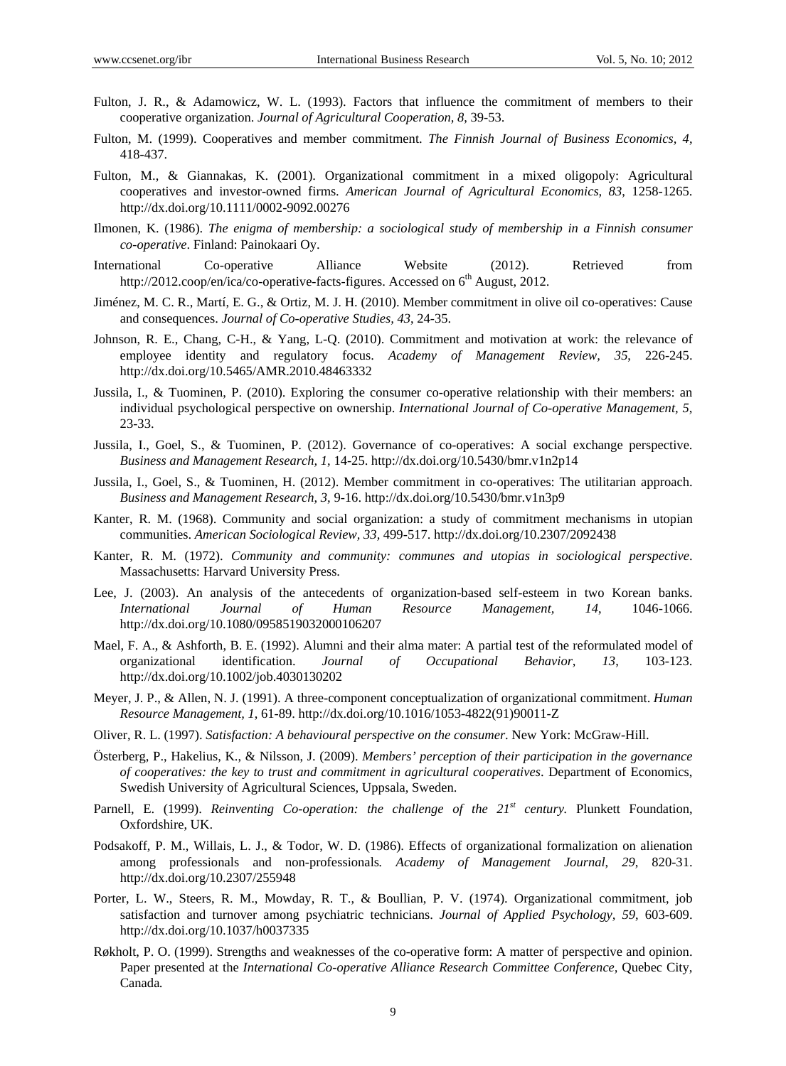Fulton, J. R., & Adamowicz, W. L. (1993). Factors that influence the commitment of members to their cooperative organization. *Journal of Agricultural Cooperation, 8*, 39-53.

Fulton, M. (1999). Cooperatives and member commitment. *The Finnish Journal of Business Economics, 4*, 418-437.

Fulton, M., & Giannakas, K. (2001). Organizational commitment in a mixed oligopoly: Agricultural cooperatives and investor-owned firms. *American Journal of Agricultural Economics, 83*, 1258-1265. http://dx.doi.org/10.1111/0002-9092.00276

Ilmonen, K. (1986). *The enigma of membership: a sociological study of membership in a Finnish consumer co-operative*. Finland: Painokaari Oy.

International Co-operative Alliance Website (2012). Retrieved from http://2012.coop/en/ica/co-operative-facts-figures. Accessed on 6th August, 2012.

Jiménez, M. C. R., Martí, E. G., & Ortiz, M. J. H. (2010). Member commitment in olive oil co-operatives: Cause and consequences. *Journal of Co-operative Studies, 43*, 24-35.

Johnson, R. E., Chang, C-H., & Yang, L-Q. (2010). Commitment and motivation at work: the relevance of employee identity and regulatory focus. *Academy of Management Review, 35*, 226-245. http://dx.doi.org/10.5465/AMR.2010.48463332

Jussila, I., & Tuominen, P. (2010). Exploring the consumer co-operative relationship with their members: an individual psychological perspective on ownership. *International Journal of Co-operative Management, 5*, 23-33.

Jussila, I., Goel, S., & Tuominen, P. (2012). Governance of co-operatives: A social exchange perspective. *Business and Management Research, 1*, 14-25. http://dx.doi.org/10.5430/bmr.v1n2p14

Jussila, I., Goel, S., & Tuominen, H. (2012). Member commitment in co-operatives: The utilitarian approach. *Business and Management Research, 3*, 9-16. http://dx.doi.org/10.5430/bmr.v1n3p9

Kanter, R. M. (1968). Community and social organization: a study of commitment mechanisms in utopian communities. *American Sociological Review, 33*, 499-517. http://dx.doi.org/10.2307/2092438

Kanter, R. M. (1972). *Community and community: communes and utopias in sociological perspective*. Massachusetts: Harvard University Press.

Lee, J. (2003). An analysis of the antecedents of organization-based self-esteem in two Korean banks. *International Journal of Human Resource Management, 14*, 1046-1066. http://dx.doi.org/10.1080/0958519032000106207

Mael, F. A., & Ashforth, B. E. (1992). Alumni and their alma mater: A partial test of the reformulated model of organizational identification. *Journal of Occupational Behavior, 13*, 103-123. http://dx.doi.org/10.1002/job.4030130202

Meyer, J. P., & Allen, N. J. (1991). A three-component conceptualization of organizational commitment. *Human Resource Management, 1*, 61-89. http://dx.doi.org/10.1016/1053-4822(91)90011-Z

Oliver, R. L. (1997). *Satisfaction: A behavioural perspective on the consumer*. New York: McGraw-Hill.

Österberg, P., Hakelius, K., & Nilsson, J. (2009). *Members' perception of their participation in the governance of cooperatives: the key to trust and commitment in agricultural cooperatives*. Department of Economics, Swedish University of Agricultural Sciences, Uppsala, Sweden.

Parnell, E. (1999). *Reinventing Co-operation: the challenge of the 21st century.* Plunkett Foundation, Oxfordshire, UK.

Podsakoff, P. M., Willais, L. J., & Todor, W. D. (1986). Effects of organizational formalization on alienation among professionals and non-professionals. *Academy of Management Journal, 29*, 820-31. http://dx.doi.org/10.2307/255948

Porter, L. W., Steers, R. M., Mowday, R. T., & Boullian, P. V. (1974). Organizational commitment, job satisfaction and turnover among psychiatric technicians. *Journal of Applied Psychology, 59*, 603-609. http://dx.doi.org/10.1037/h0037335

Røkholt, P. O. (1999). Strengths and weaknesses of the co-operative form: A matter of perspective and opinion. Paper presented at the *International Co-operative Alliance Research Committee Conference*, Quebec City, Canada.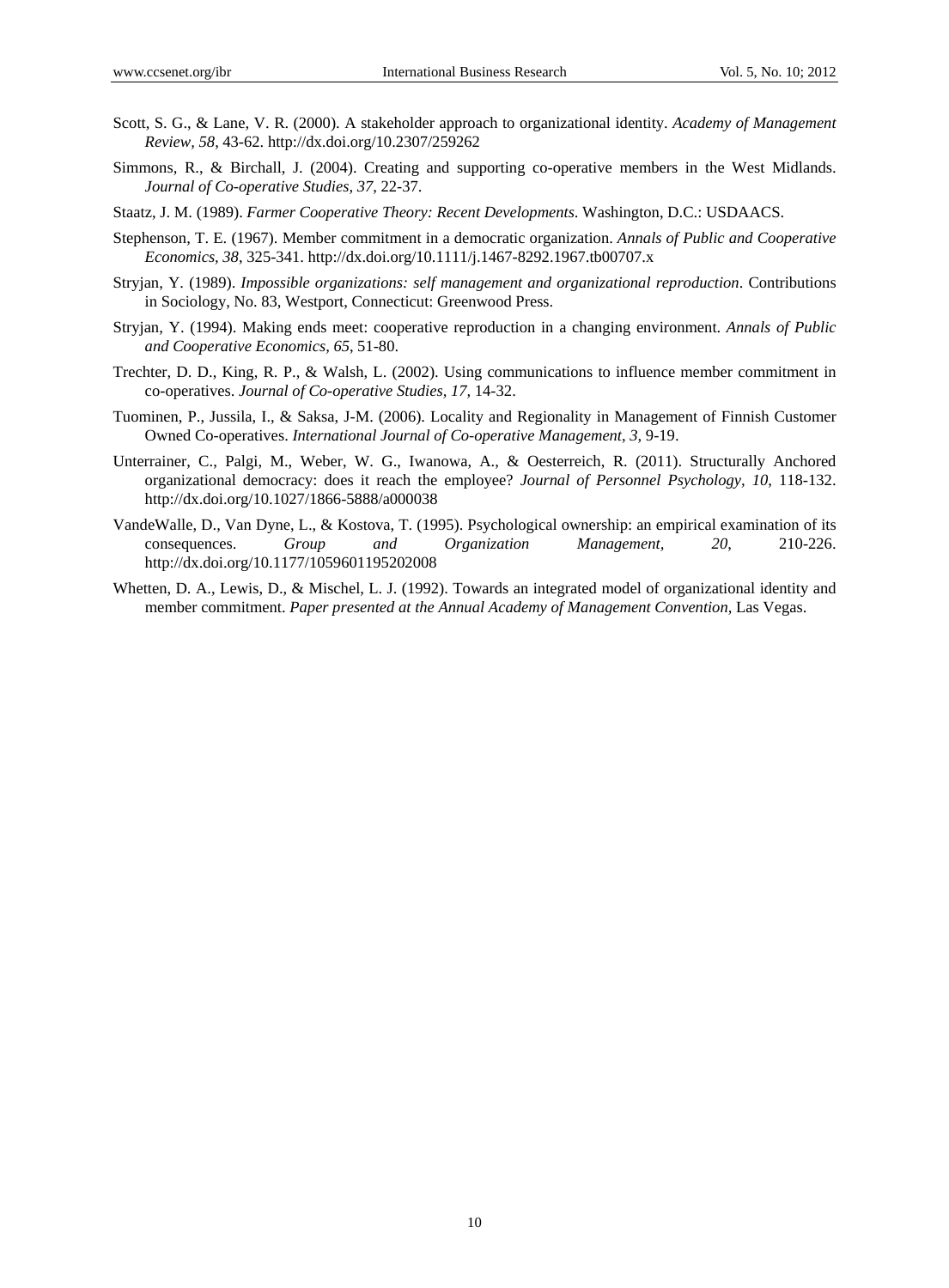Scott, S. G., & Lane, V. R. (2000). A stakeholder approach to organizational identity. *Academy of Management Review, 58*, 43-62. http://dx.doi.org/10.2307/259262

Simmons, R., & Birchall, J. (2004). Creating and supporting co-operative members in the West Midlands. *Journal of Co-operative Studies, 37*, 22-37.

Staatz, J. M. (1989). *Farmer Cooperative Theory: Recent Developments*. Washington, D.C.: USDAACS.

Stephenson, T. E. (1967). Member commitment in a democratic organization. *Annals of Public and Cooperative Economics, 38*, 325-341. http://dx.doi.org/10.1111/j.1467-8292.1967.tb00707.x

Stryjan, Y. (1989). *Impossible organizations: self management and organizational reproduction*. Contributions in Sociology, No. 83, Westport, Connecticut: Greenwood Press.

Stryjan, Y. (1994). Making ends meet: cooperative reproduction in a changing environment. *Annals of Public and Cooperative Economics, 65*, 51-80.

Trechter, D. D., King, R. P., & Walsh, L. (2002). Using communications to influence member commitment in co-operatives. *Journal of Co-operative Studies, 17*, 14-32.

Tuominen, P., Jussila, I., & Saksa, J-M. (2006). Locality and Regionality in Management of Finnish Customer Owned Co-operatives. *International Journal of Co-operative Management, 3*, 9-19.

Unterrainer, C., Palgi, M., Weber, W. G., Iwanowa, A., & Oesterreich, R. (2011). Structurally Anchored organizational democracy: does it reach the employee? *Journal of Personnel Psychology, 10*, 118-132. http://dx.doi.org/10.1027/1866-5888/a000038

VandeWalle, D., Van Dyne, L., & Kostova, T. (1995). Psychological ownership: an empirical examination of its consequences. *Group and Organization Management, 20*, 210-226. http://dx.doi.org/10.1177/1059601195202008

Whetten, D. A., Lewis, D., & Mischel, L. J. (1992). Towards an integrated model of organizational identity and member commitment. *Paper presented at the Annual Academy of Management Convention*, Las Vegas.